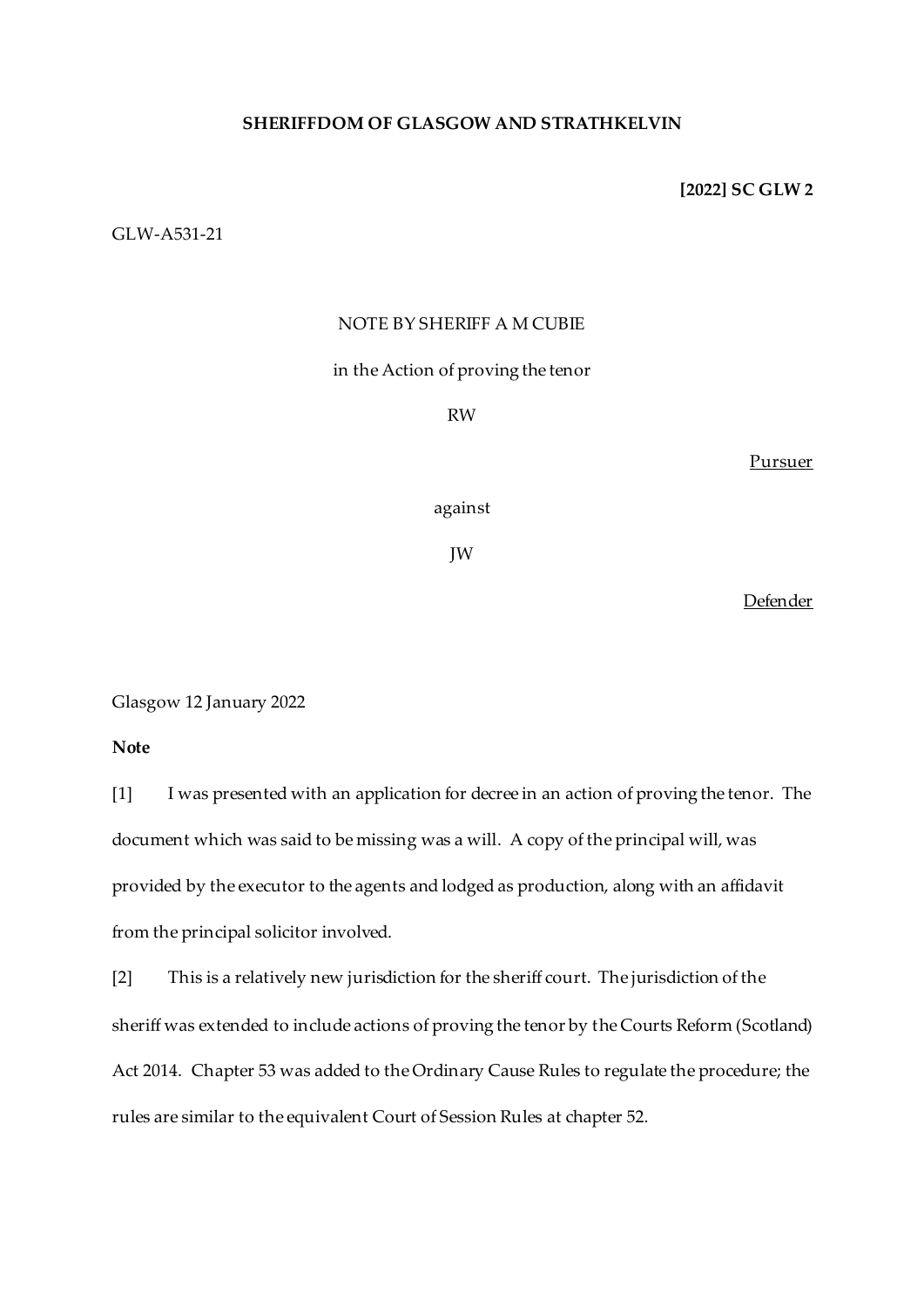**SHERIFFDOM OF GLASGOW AND STRATHKELVIN**

**[2022] SC GLW 2**

GLW-A531-21

NOTE BY SHERIFF A M CUBIE

in the Action of proving the tenor

RW

Pursuer

against

JW

Defender

Glasgow 12 January 2022

**Note**

[1] I was presented with an application for decree in an action of proving the tenor. The document which was said to be missing was a will. A copy of the principal will, was provided by the executor to the agents and lodged as production, along with an affidavit from the principal solicitor involved.

[2] This is a relatively new jurisdiction for the sheriff court. The jurisdiction of the sheriff was extended to include actions of proving the tenor by the Courts Reform (Scotland) Act 2014. Chapter 53 was added to the Ordinary Cause Rules to regulate the procedure; the rules are similar to the equivalent Court of Session Rules at chapter 52.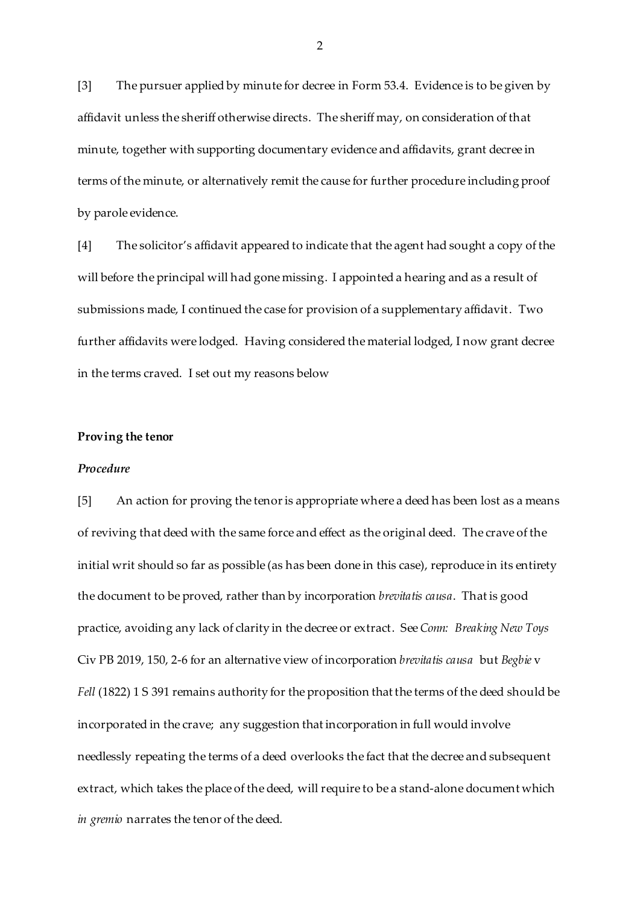[3] The pursuer applied by minute for decree in Form 53.4. Evidence is to be given by affidavit unless the sheriff otherwise directs. The sheriff may, on consideration of that minute, together with supporting documentary evidence and affidavits, grant decree in terms of the minute, or alternatively remit the cause for further procedure including proof by parole evidence.

[4] The solicitor's affidavit appeared to indicate that the agent had sought a copy of the will before the principal will had gone missing. I appointed a hearing and as a result of submissions made, I continued the case for provision of a supplementary affidavit. Two further affidavits were lodged. Having considered the material lodged, I now grant decree in the terms craved. I set out my reasons below

## Proving the tenor

### *Procedure*

[5] An action for proving the tenor is appropriate where a deed has been lost as a means of reviving that deed with the same force and effect as the original deed. The crave of the initial writ should so far as possible (as has been done in this case), reproduce in its entirety the document to be proved, rather than by incorporation *brevitatis causa*. That is good practice, avoiding any lack of clarity in the decree or extract. See *Conn: Breaking New Toys* Civ PB 2019, 150, 2-6 for an alternative view of incorporation *brevitatis causa* but *Begbie* v *Fell* (1822) 1 S 391 remains authority for the proposition that the terms of the deed should be incorporated in the crave; any suggestion that incorporation in full would involve needlessly repeating the terms of a deed overlooks the fact that the decree and subsequent extract, which takes the place of the deed, will require to be a stand-alone document which *in gremio* narrates the tenor of the deed.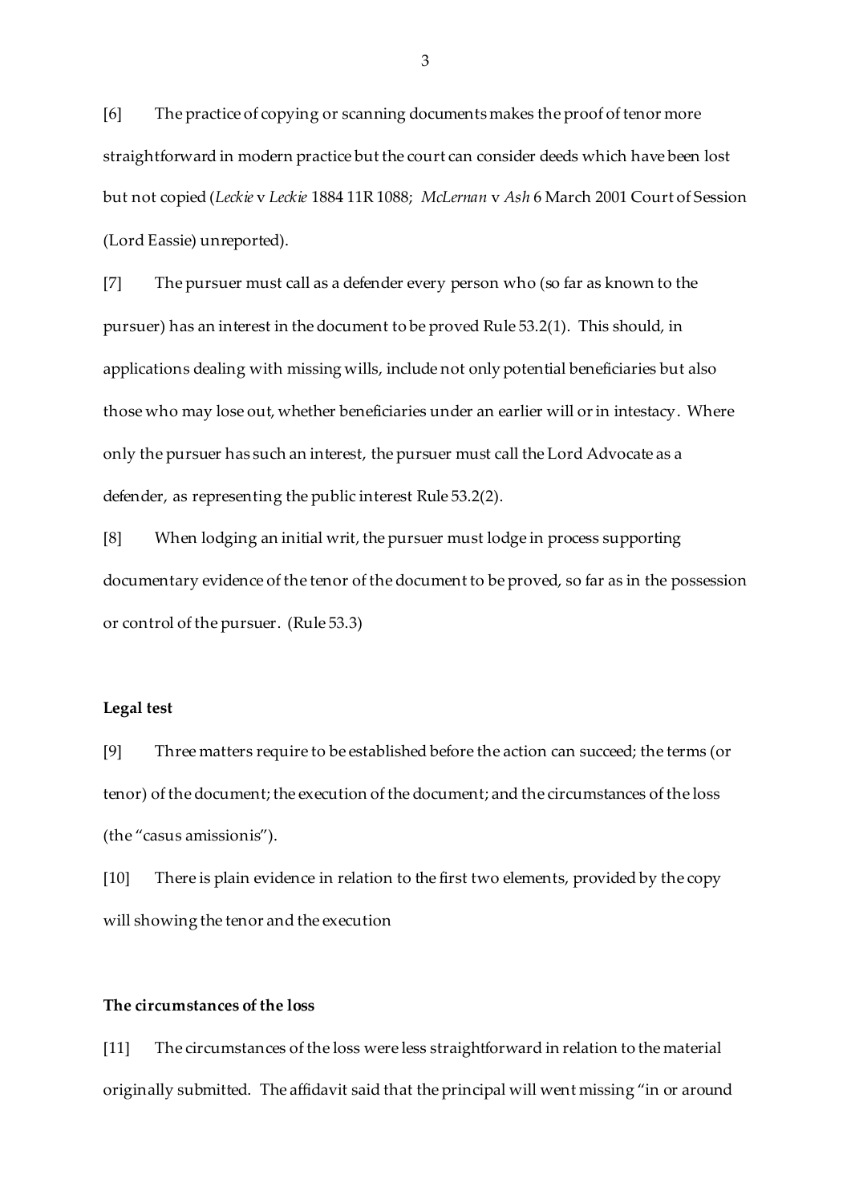[6] The practice of copying or scanning documents makes the proof of tenor more straightforward in modern practice but the court can consider deeds which have been lost but not copied (*Leckie* v *Leckie* 1884 11R 1088; *McLernan* v *Ash* 6 March 2001 Court of Session (Lord Eassie) unreported).

[7] The pursuer must call as a defender every person who (so far as known to the pursuer) has an interest in the document to be proved Rule 53.2(1). This should, in applications dealing with missing wills, include not only potential beneficiaries but also those who may lose out, whether beneficiaries under an earlier will or in intestacy. Where only the pursuer has such an interest, the pursuer must call the Lord Advocate as a defender, as representing the public interest Rule 53.2(2).

[8] When lodging an initial writ, the pursuer must lodge in process supporting documentary evidence of the tenor of the document to be proved, so far as in the possession or control of the pursuer. (Rule 53.3)

**Legal test**

[9] Three matters require to be established before the action can succeed; the terms (or tenor) of the document; the execution of the document; and the circumstances of the loss (the "casus amissionis").

[10] There is plain evidence in relation to the first two elements, provided by the copy will showing the tenor and the execution

**The circumstances of the loss**

[11] The circumstances of the loss were less straightforward in relation to the material originally submitted. The affidavit said that the principal will went missing "in or around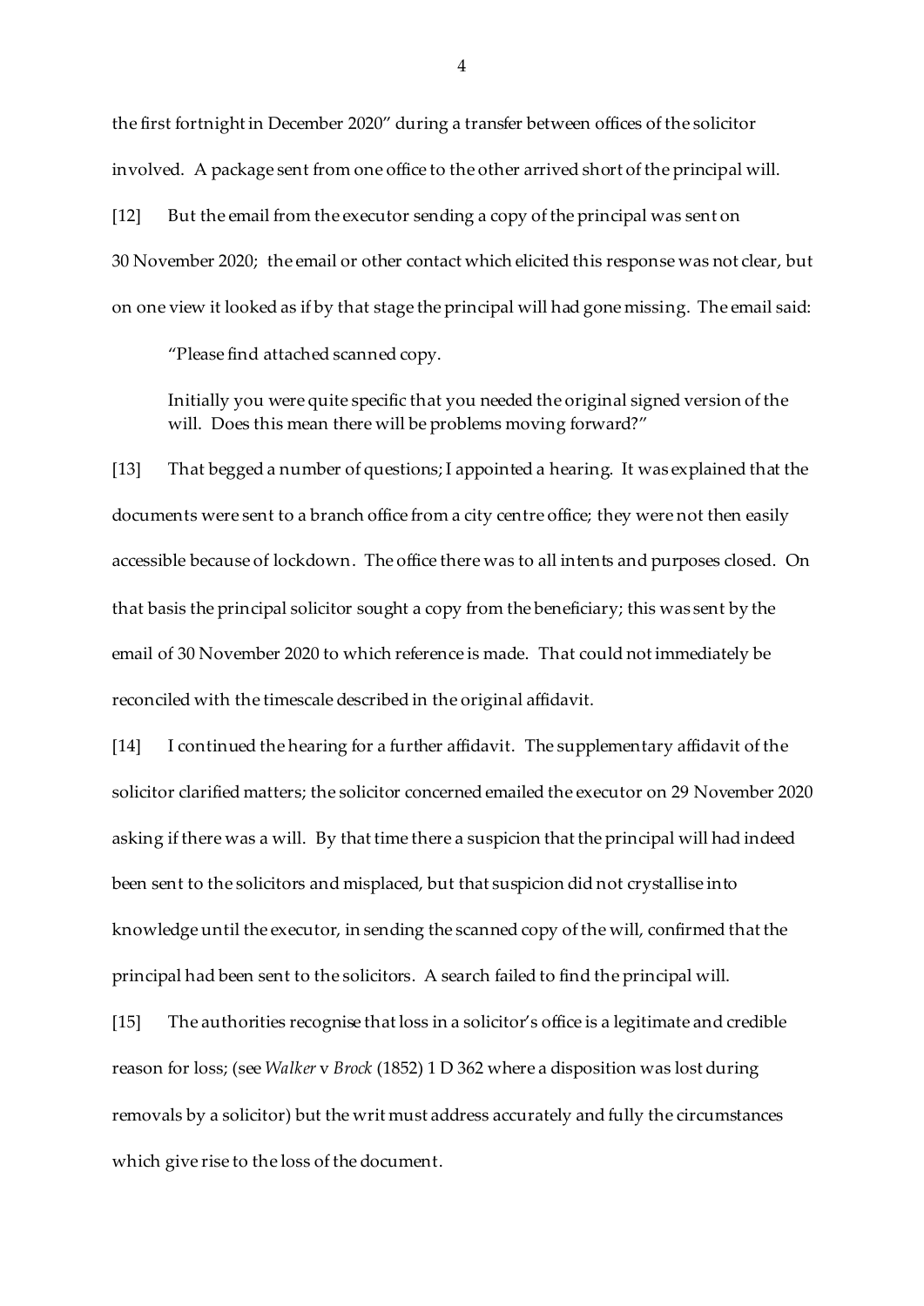the first fortnight in December 2020" during a transfer between offices of the solicitor involved. A package sent from one office to the other arrived short of the principal will.

[12] But the email from the executor sending a copy of the principal was sent on 30 November 2020; the email or other contact which elicited this response was not clear, but on one view it looked as if by that stage the principal will had gone missing. The email said:

> "Please find attached scanned copy.
>
> Initially you were quite specific that you needed the original signed version of the will. Does this mean there will be problems moving forward?"

[13] That begged a number of questions; I appointed a hearing. It was explained that the documents were sent to a branch office from a city centre office; they were not then easily accessible because of lockdown. The office there was to all intents and purposes closed. On that basis the principal solicitor sought a copy from the beneficiary; this was sent by the email of 30 November 2020 to which reference is made. That could not immediately be reconciled with the timescale described in the original affidavit.

[14] I continued the hearing for a further affidavit. The supplementary affidavit of the solicitor clarified matters; the solicitor concerned emailed the executor on 29 November 2020 asking if there was a will. By that time there a suspicion that the principal will had indeed been sent to the solicitors and misplaced, but that suspicion did not crystallise into knowledge until the executor, in sending the scanned copy of the will, confirmed that the principal had been sent to the solicitors. A search failed to find the principal will.

[15] The authorities recognise that loss in a solicitor's office is a legitimate and credible reason for loss; (see *Walker* v *Brock* (1852) 1 D 362 where a disposition was lost during removals by a solicitor) but the writ must address accurately and fully the circumstances which give rise to the loss of the document.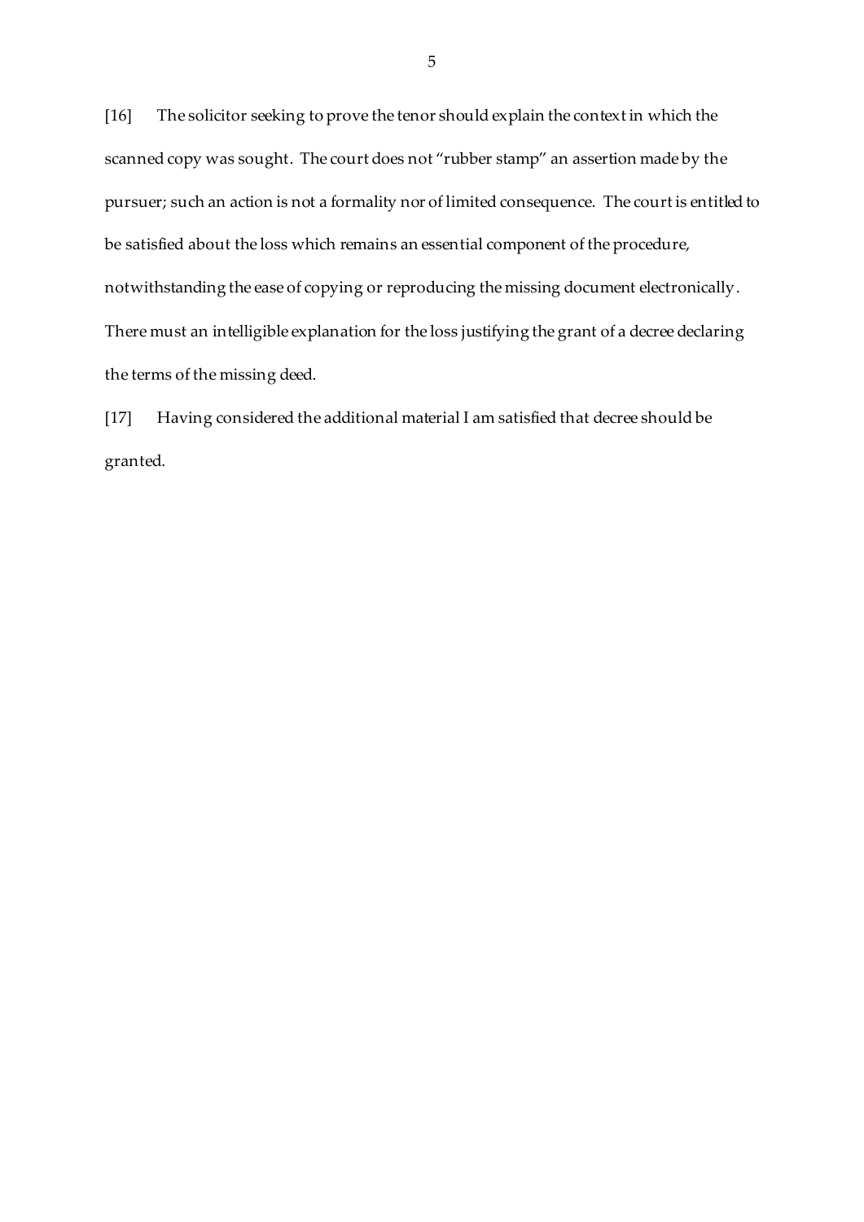[16] The solicitor seeking to prove the tenor should explain the context in which the scanned copy was sought. The court does not "rubber stamp" an assertion made by the pursuer; such an action is not a formality nor of limited consequence. The court is entitled to be satisfied about the loss which remains an essential component of the procedure, notwithstanding the ease of copying or reproducing the missing document electronically. There must an intelligible explanation for the loss justifying the grant of a decree declaring the terms of the missing deed.

[17] Having considered the additional material I am satisfied that decree should be granted.